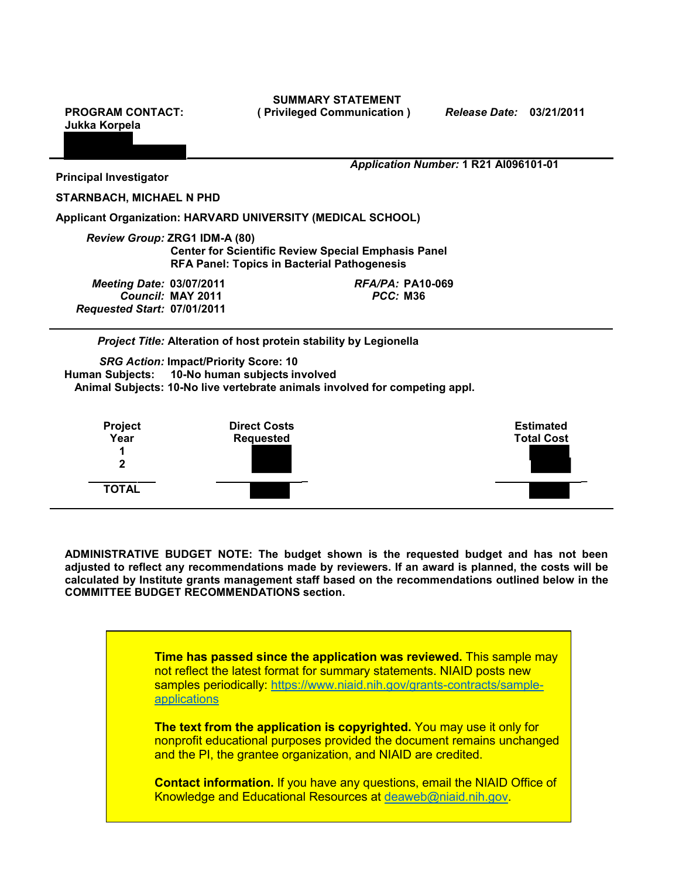**SUMMARY STATEMENT**
**( Privileged Communication )**

**PROGRAM CONTACT:**
**Jukka Korpela**

*Release Date:* **03/21/2011**

*Application Number:* **1 R21 AI096101-01**

**Principal Investigator**

**STARNBACH, MICHAEL N PHD**

**Applicant Organization: HARVARD UNIVERSITY (MEDICAL SCHOOL)**

*Review Group:* **ZRG1 IDM-A (80)**
**Center for Scientific Review Special Emphasis Panel**
**RFA Panel: Topics in Bacterial Pathogenesis**

*Meeting Date:* **03/07/2011**
*Council:* **MAY 2011**
*Requested Start:* **07/01/2011**

*RFA/PA:* **PA10-069**
*PCC:* **M36**

*Project Title:* **Alteration of host protein stability by Legionella**

*SRG Action:* **Impact/Priority Score: 10**
**Human Subjects: 10-No human subjects involved**
**Animal Subjects: 10-No live vertebrate animals involved for competing appl.**

| Project Year | Direct Costs Requested | Estimated Total Cost |
| --- | --- | --- |
| 1 | | |
| 2 | | |
| TOTAL | | |

**ADMINISTRATIVE BUDGET NOTE: The budget shown is the requested budget and has not been adjusted to reflect any recommendations made by reviewers. If an award is planned, the costs will be calculated by Institute grants management staff based on the recommendations outlined below in the COMMITTEE BUDGET RECOMMENDATIONS section.**

**Time has passed since the application was reviewed.** This sample may not reflect the latest format for summary statements. NIAID posts new samples periodically: https://www.niaid.nih.gov/grants-contracts/sample-applications

**The text from the application is copyrighted.** You may use it only for nonprofit educational purposes provided the document remains unchanged and the PI, the grantee organization, and NIAID are credited.

**Contact information.** If you have any questions, email the NIAID Office of Knowledge and Educational Resources at deaweb@niaid.nih.gov.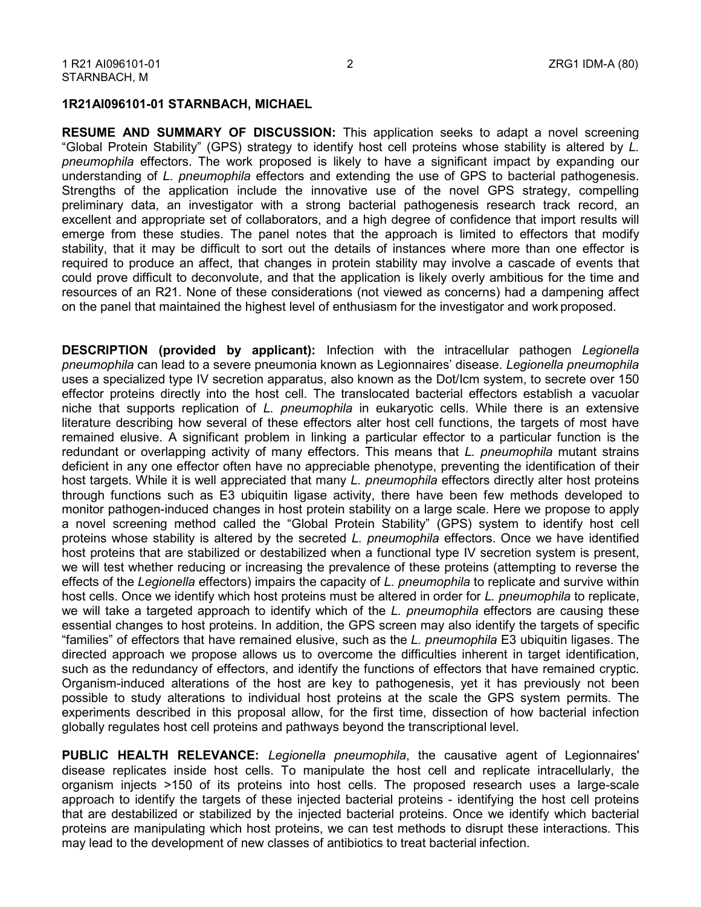**1R21AI096101-01 STARNBACH, MICHAEL**

**RESUME AND SUMMARY OF DISCUSSION:** This application seeks to adapt a novel screening "Global Protein Stability" (GPS) strategy to identify host cell proteins whose stability is altered by *L. pneumophila* effectors. The work proposed is likely to have a significant impact by expanding our understanding of *L. pneumophila* effectors and extending the use of GPS to bacterial pathogenesis. Strengths of the application include the innovative use of the novel GPS strategy, compelling preliminary data, an investigator with a strong bacterial pathogenesis research track record, an excellent and appropriate set of collaborators, and a high degree of confidence that import results will emerge from these studies. The panel notes that the approach is limited to effectors that modify stability, that it may be difficult to sort out the details of instances where more than one effector is required to produce an affect, that changes in protein stability may involve a cascade of events that could prove difficult to deconvolute, and that the application is likely overly ambitious for the time and resources of an R21. None of these considerations (not viewed as concerns) had a dampening affect on the panel that maintained the highest level of enthusiasm for the investigator and work proposed.

**DESCRIPTION (provided by applicant):** Infection with the intracellular pathogen *Legionella pneumophila* can lead to a severe pneumonia known as Legionnaires' disease. *Legionella pneumophila* uses a specialized type IV secretion apparatus, also known as the Dot/Icm system, to secrete over 150 effector proteins directly into the host cell. The translocated bacterial effectors establish a vacuolar niche that supports replication of *L. pneumophila* in eukaryotic cells. While there is an extensive literature describing how several of these effectors alter host cell functions, the targets of most have remained elusive. A significant problem in linking a particular effector to a particular function is the redundant or overlapping activity of many effectors. This means that *L. pneumophila* mutant strains deficient in any one effector often have no appreciable phenotype, preventing the identification of their host targets. While it is well appreciated that many *L. pneumophila* effectors directly alter host proteins through functions such as E3 ubiquitin ligase activity, there have been few methods developed to monitor pathogen-induced changes in host protein stability on a large scale. Here we propose to apply a novel screening method called the "Global Protein Stability" (GPS) system to identify host cell proteins whose stability is altered by the secreted *L. pneumophila* effectors. Once we have identified host proteins that are stabilized or destabilized when a functional type IV secretion system is present, we will test whether reducing or increasing the prevalence of these proteins (attempting to reverse the effects of the *Legionella* effectors) impairs the capacity of *L. pneumophila* to replicate and survive within host cells. Once we identify which host proteins must be altered in order for *L. pneumophila* to replicate, we will take a targeted approach to identify which of the *L. pneumophila* effectors are causing these essential changes to host proteins. In addition, the GPS screen may also identify the targets of specific "families" of effectors that have remained elusive, such as the *L. pneumophila* E3 ubiquitin ligases. The directed approach we propose allows us to overcome the difficulties inherent in target identification, such as the redundancy of effectors, and identify the functions of effectors that have remained cryptic. Organism-induced alterations of the host are key to pathogenesis, yet it has previously not been possible to study alterations to individual host proteins at the scale the GPS system permits. The experiments described in this proposal allow, for the first time, dissection of how bacterial infection globally regulates host cell proteins and pathways beyond the transcriptional level.

**PUBLIC HEALTH RELEVANCE:** *Legionella pneumophila*, the causative agent of Legionnaires' disease replicates inside host cells. To manipulate the host cell and replicate intracellularly, the organism injects >150 of its proteins into host cells. The proposed research uses a large-scale approach to identify the targets of these injected bacterial proteins - identifying the host cell proteins that are destabilized or stabilized by the injected bacterial proteins. Once we identify which bacterial proteins are manipulating which host proteins, we can test methods to disrupt these interactions. This may lead to the development of new classes of antibiotics to treat bacterial infection.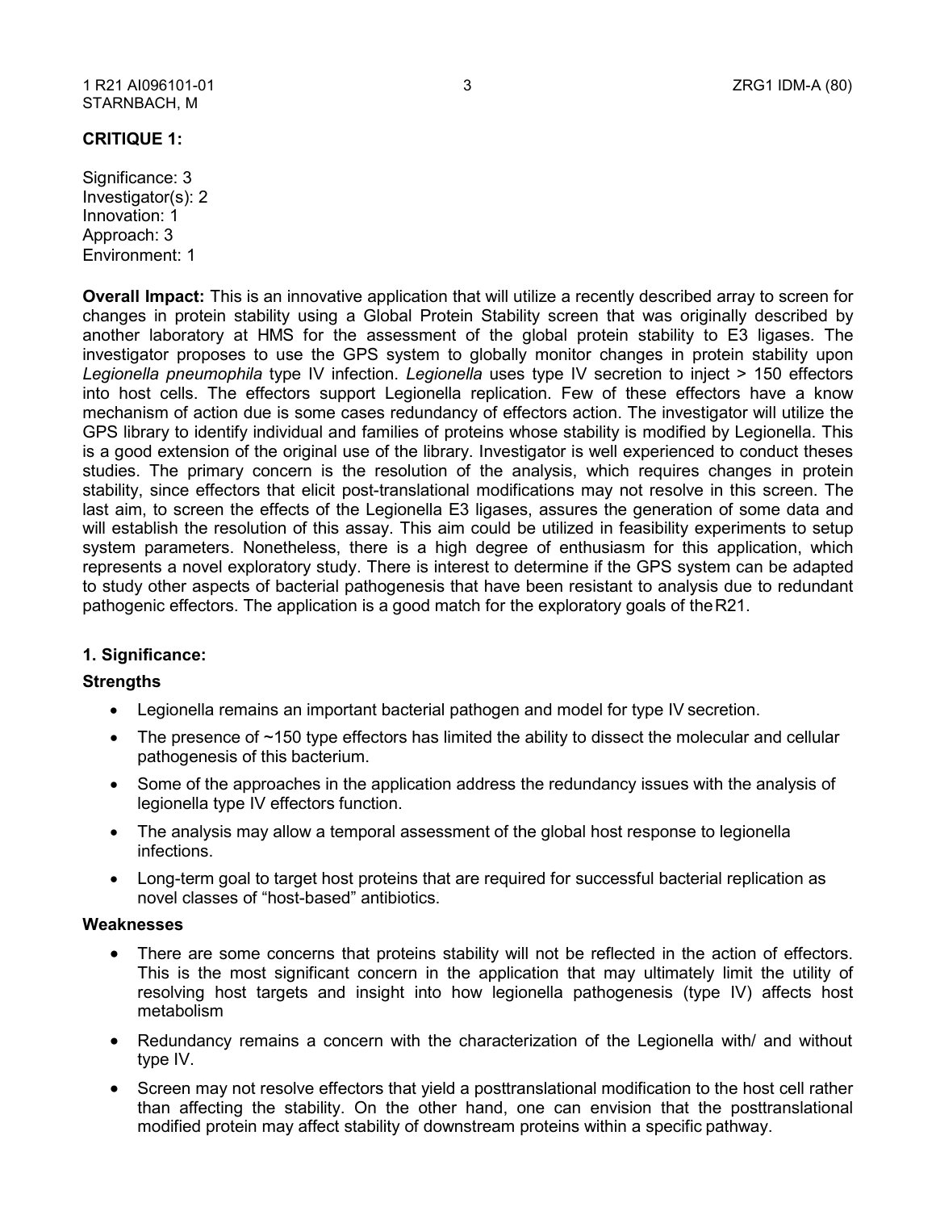**CRITIQUE 1:**

Significance: 3
Investigator(s): 2
Innovation: 1
Approach: 3
Environment: 1

**Overall Impact:** This is an innovative application that will utilize a recently described array to screen for changes in protein stability using a Global Protein Stability screen that was originally described by another laboratory at HMS for the assessment of the global protein stability to E3 ligases. The investigator proposes to use the GPS system to globally monitor changes in protein stability upon *Legionella pneumophila* type IV infection. *Legionella* uses type IV secretion to inject > 150 effectors into host cells. The effectors support Legionella replication. Few of these effectors have a know mechanism of action due is some cases redundancy of effectors action. The investigator will utilize the GPS library to identify individual and families of proteins whose stability is modified by Legionella. This is a good extension of the original use of the library. Investigator is well experienced to conduct theses studies. The primary concern is the resolution of the analysis, which requires changes in protein stability, since effectors that elicit post-translational modifications may not resolve in this screen. The last aim, to screen the effects of the Legionella E3 ligases, assures the generation of some data and will establish the resolution of this assay. This aim could be utilized in feasibility experiments to setup system parameters. Nonetheless, there is a high degree of enthusiasm for this application, which represents a novel exploratory study. There is interest to determine if the GPS system can be adapted to study other aspects of bacterial pathogenesis that have been resistant to analysis due to redundant pathogenic effectors. The application is a good match for the exploratory goals of the R21.

### 1. Significance:

**Strengths**

- Legionella remains an important bacterial pathogen and model for type IV secretion.
- The presence of ~150 type effectors has limited the ability to dissect the molecular and cellular pathogenesis of this bacterium.
- Some of the approaches in the application address the redundancy issues with the analysis of legionella type IV effectors function.
- The analysis may allow a temporal assessment of the global host response to legionella infections.
- Long-term goal to target host proteins that are required for successful bacterial replication as novel classes of "host-based" antibiotics.

**Weaknesses**

- There are some concerns that proteins stability will not be reflected in the action of effectors. This is the most significant concern in the application that may ultimately limit the utility of resolving host targets and insight into how legionella pathogenesis (type IV) affects host metabolism
- Redundancy remains a concern with the characterization of the Legionella with/ and without type IV.
- Screen may not resolve effectors that yield a posttranslational modification to the host cell rather than affecting the stability. On the other hand, one can envision that the posttranslational modified protein may affect stability of downstream proteins within a specific pathway.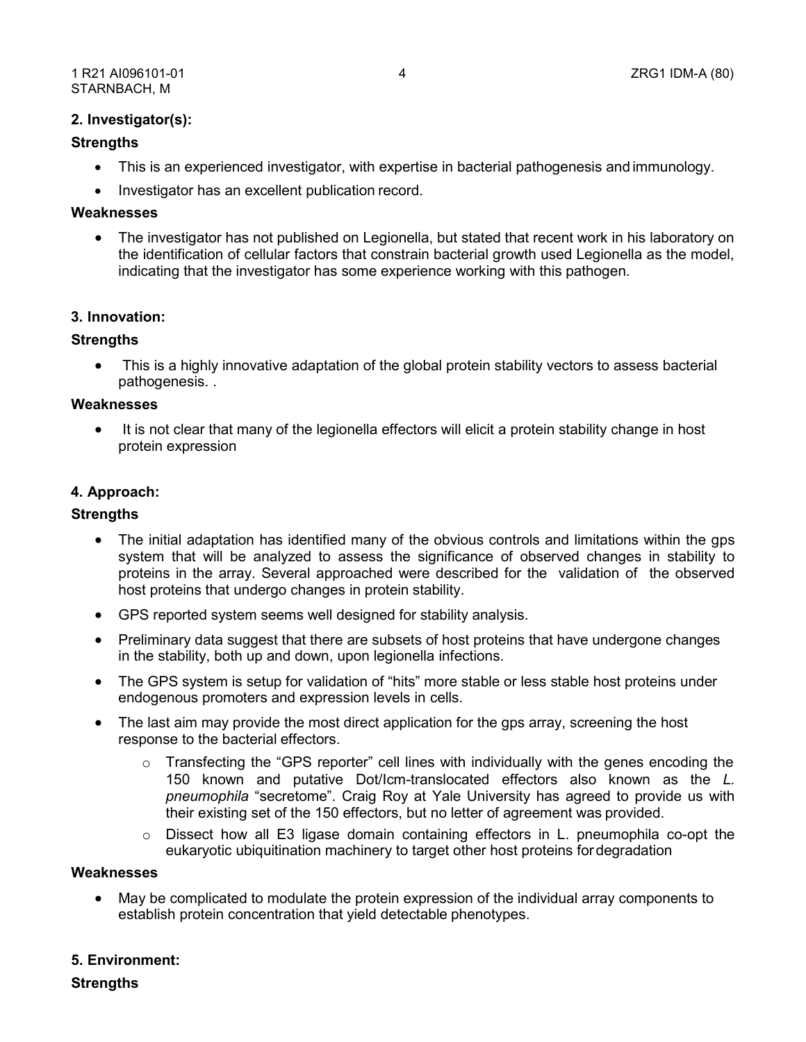## 2. Investigator(s):

### Strengths

- This is an experienced investigator, with expertise in bacterial pathogenesis and immunology.
- Investigator has an excellent publication record.

### Weaknesses

- The investigator has not published on Legionella, but stated that recent work in his laboratory on the identification of cellular factors that constrain bacterial growth used Legionella as the model, indicating that the investigator has some experience working with this pathogen.

## 3. Innovation:

### Strengths

- This is a highly innovative adaptation of the global protein stability vectors to assess bacterial pathogenesis. .

### Weaknesses

- It is not clear that many of the legionella effectors will elicit a protein stability change in host protein expression

## 4. Approach:

### Strengths

- The initial adaptation has identified many of the obvious controls and limitations within the gps system that will be analyzed to assess the significance of observed changes in stability to proteins in the array. Several approached were described for the validation of the observed host proteins that undergo changes in protein stability.
- GPS reported system seems well designed for stability analysis.
- Preliminary data suggest that there are subsets of host proteins that have undergone changes in the stability, both up and down, upon legionella infections.
- The GPS system is setup for validation of "hits" more stable or less stable host proteins under endogenous promoters and expression levels in cells.
- The last aim may provide the most direct application for the gps array, screening the host response to the bacterial effectors.
    - Transfecting the "GPS reporter" cell lines with individually with the genes encoding the 150 known and putative Dot/Icm-translocated effectors also known as the *L. pneumophila* "secretome". Craig Roy at Yale University has agreed to provide us with their existing set of the 150 effectors, but no letter of agreement was provided.
    - Dissect how all E3 ligase domain containing effectors in L. pneumophila co-opt the eukaryotic ubiquitination machinery to target other host proteins for degradation

### Weaknesses

- May be complicated to modulate the protein expression of the individual array components to establish protein concentration that yield detectable phenotypes.

## 5. Environment:

### Strengths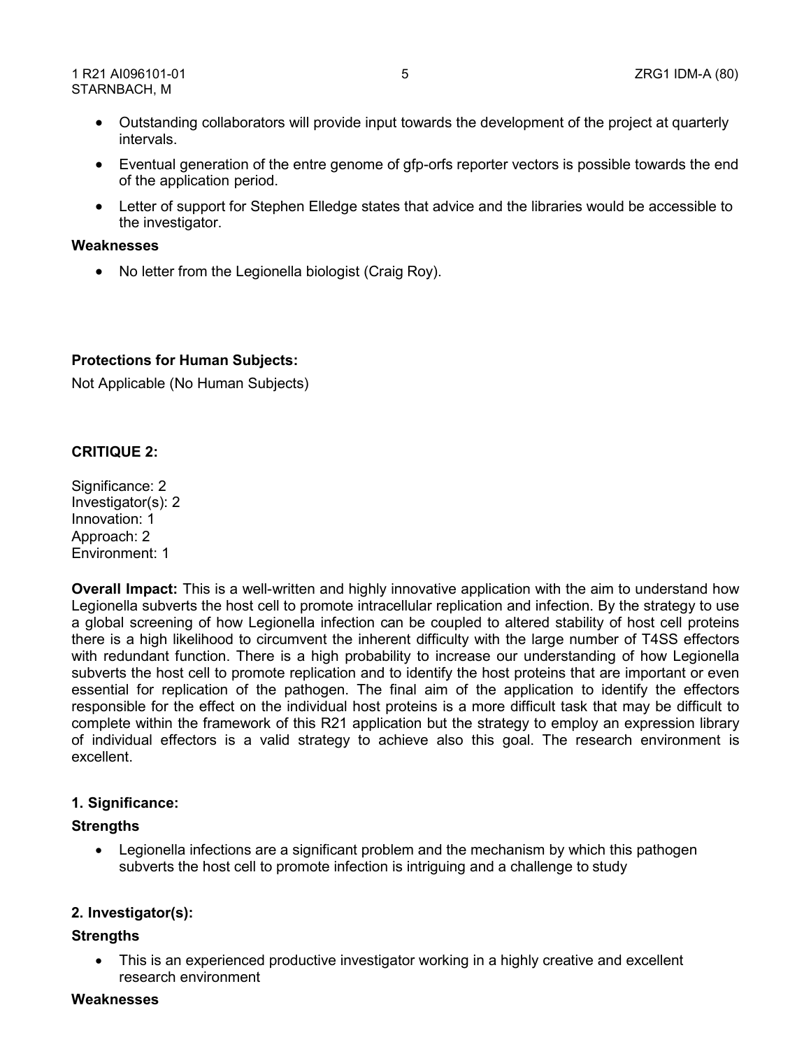- Outstanding collaborators will provide input towards the development of the project at quarterly intervals.
- Eventual generation of the entre genome of gfp-orfs reporter vectors is possible towards the end of the application period.
- Letter of support for Stephen Elledge states that advice and the libraries would be accessible to the investigator.

**Weaknesses**

- No letter from the Legionella biologist (Craig Roy).

**Protections for Human Subjects:**

Not Applicable (No Human Subjects)

**CRITIQUE 2:**

Significance: 2
Investigator(s): 2
Innovation: 1
Approach: 2
Environment: 1

**Overall Impact:** This is a well-written and highly innovative application with the aim to understand how Legionella subverts the host cell to promote intracellular replication and infection. By the strategy to use a global screening of how Legionella infection can be coupled to altered stability of host cell proteins there is a high likelihood to circumvent the inherent difficulty with the large number of T4SS effectors with redundant function. There is a high probability to increase our understanding of how Legionella subverts the host cell to promote replication and to identify the host proteins that are important or even essential for replication of the pathogen. The final aim of the application to identify the effectors responsible for the effect on the individual host proteins is a more difficult task that may be difficult to complete within the framework of this R21 application but the strategy to employ an expression library of individual effectors is a valid strategy to achieve also this goal. The research environment is excellent.

**1. Significance:**

**Strengths**

- Legionella infections are a significant problem and the mechanism by which this pathogen subverts the host cell to promote infection is intriguing and a challenge to study

**2. Investigator(s):**

**Strengths**

- This is an experienced productive investigator working in a highly creative and excellent research environment

**Weaknesses**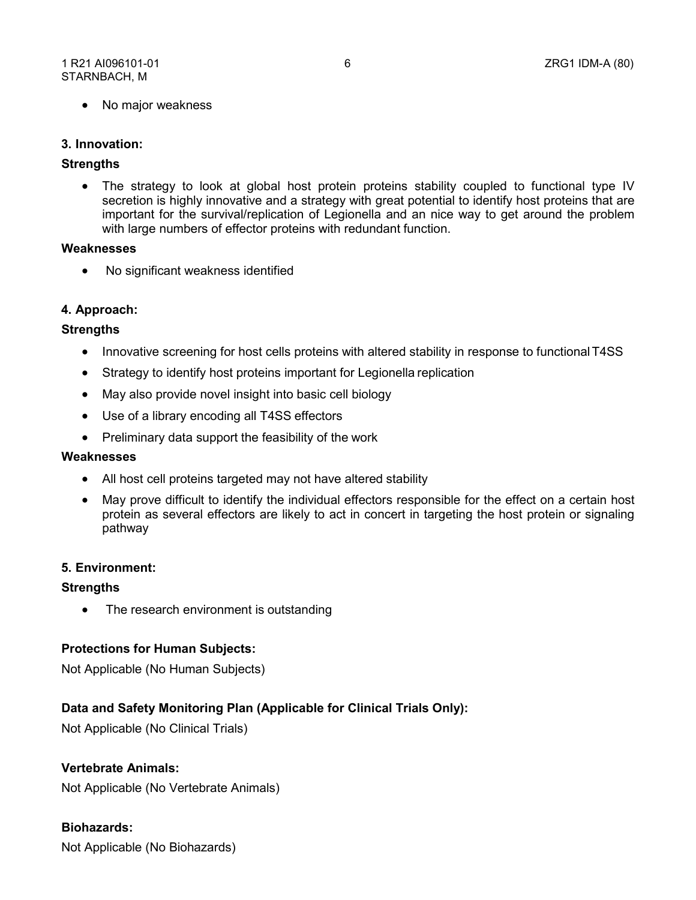- No major weakness

**3. Innovation:**

**Strengths**

- The strategy to look at global host protein proteins stability coupled to functional type IV secretion is highly innovative and a strategy with great potential to identify host proteins that are important for the survival/replication of Legionella and an nice way to get around the problem with large numbers of effector proteins with redundant function.

**Weaknesses**

- No significant weakness identified

**4. Approach:**

**Strengths**

- Innovative screening for host cells proteins with altered stability in response to functional T4SS
- Strategy to identify host proteins important for Legionella replication
- May also provide novel insight into basic cell biology
- Use of a library encoding all T4SS effectors
- Preliminary data support the feasibility of the work

**Weaknesses**

- All host cell proteins targeted may not have altered stability
- May prove difficult to identify the individual effectors responsible for the effect on a certain host protein as several effectors are likely to act in concert in targeting the host protein or signaling pathway

**5. Environment:**

**Strengths**

- The research environment is outstanding

**Protections for Human Subjects:**

Not Applicable (No Human Subjects)

**Data and Safety Monitoring Plan (Applicable for Clinical Trials Only):**

Not Applicable (No Clinical Trials)

**Vertebrate Animals:**

Not Applicable (No Vertebrate Animals)

**Biohazards:**

Not Applicable (No Biohazards)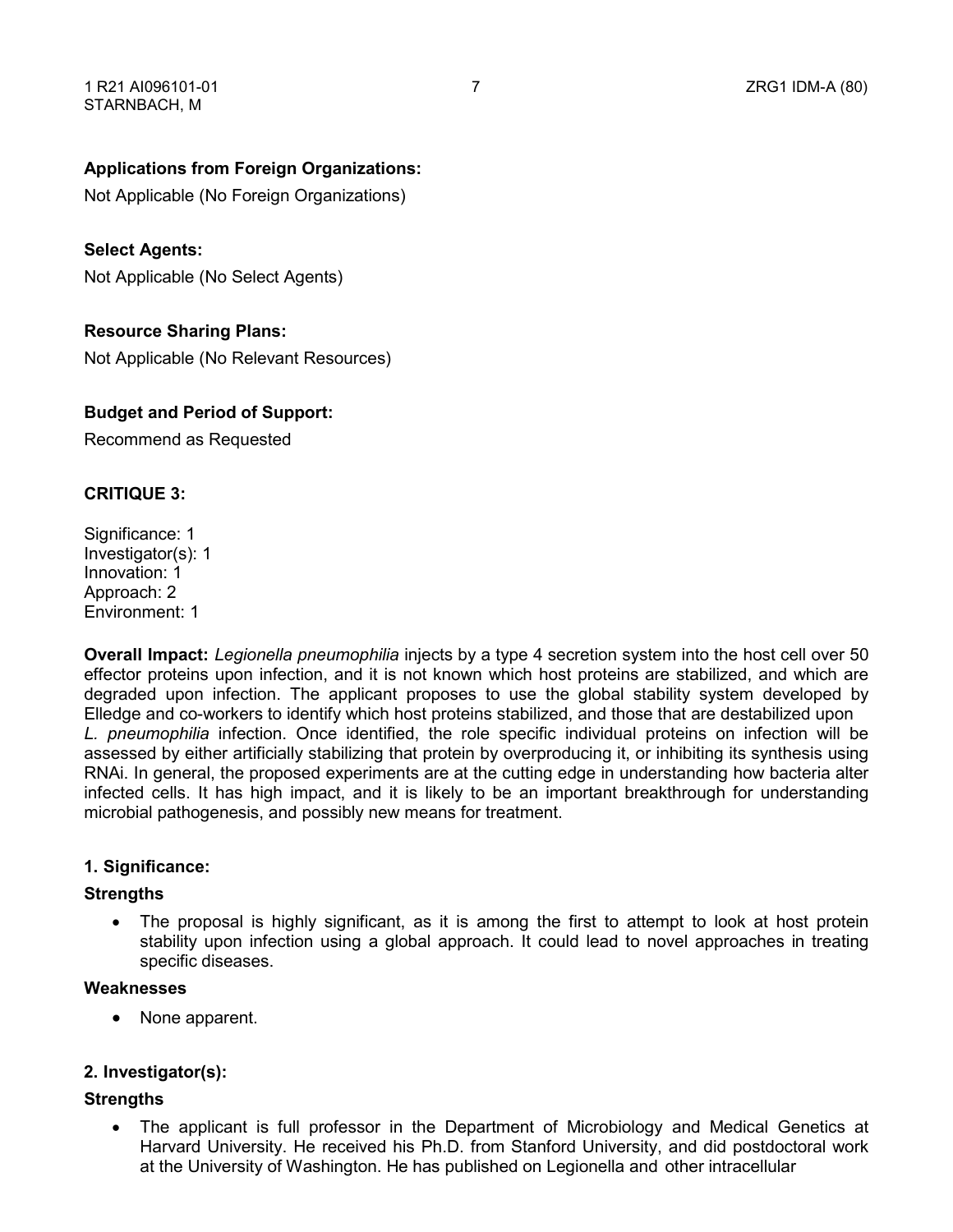**Applications from Foreign Organizations:**

Not Applicable (No Foreign Organizations)

**Select Agents:**

Not Applicable (No Select Agents)

**Resource Sharing Plans:**

Not Applicable (No Relevant Resources)

**Budget and Period of Support:**

Recommend as Requested

**CRITIQUE 3:**

Significance: 1
Investigator(s): 1
Innovation: 1
Approach: 2
Environment: 1

**Overall Impact:** *Legionella pneumophilia* injects by a type 4 secretion system into the host cell over 50 effector proteins upon infection, and it is not known which host proteins are stabilized, and which are degraded upon infection. The applicant proposes to use the global stability system developed by Elledge and co-workers to identify which host proteins stabilized, and those that are destabilized upon *L. pneumophilia* infection. Once identified, the role specific individual proteins on infection will be assessed by either artificially stabilizing that protein by overproducing it, or inhibiting its synthesis using RNAi. In general, the proposed experiments are at the cutting edge in understanding how bacteria alter infected cells. It has high impact, and it is likely to be an important breakthrough for understanding microbial pathogenesis, and possibly new means for treatment.

**1. Significance:**

**Strengths**

- The proposal is highly significant, as it is among the first to attempt to look at host protein stability upon infection using a global approach. It could lead to novel approaches in treating specific diseases.

**Weaknesses**

- None apparent.

**2. Investigator(s):**

**Strengths**

- The applicant is full professor in the Department of Microbiology and Medical Genetics at Harvard University. He received his Ph.D. from Stanford University, and did postdoctoral work at the University of Washington. He has published on Legionella and other intracellular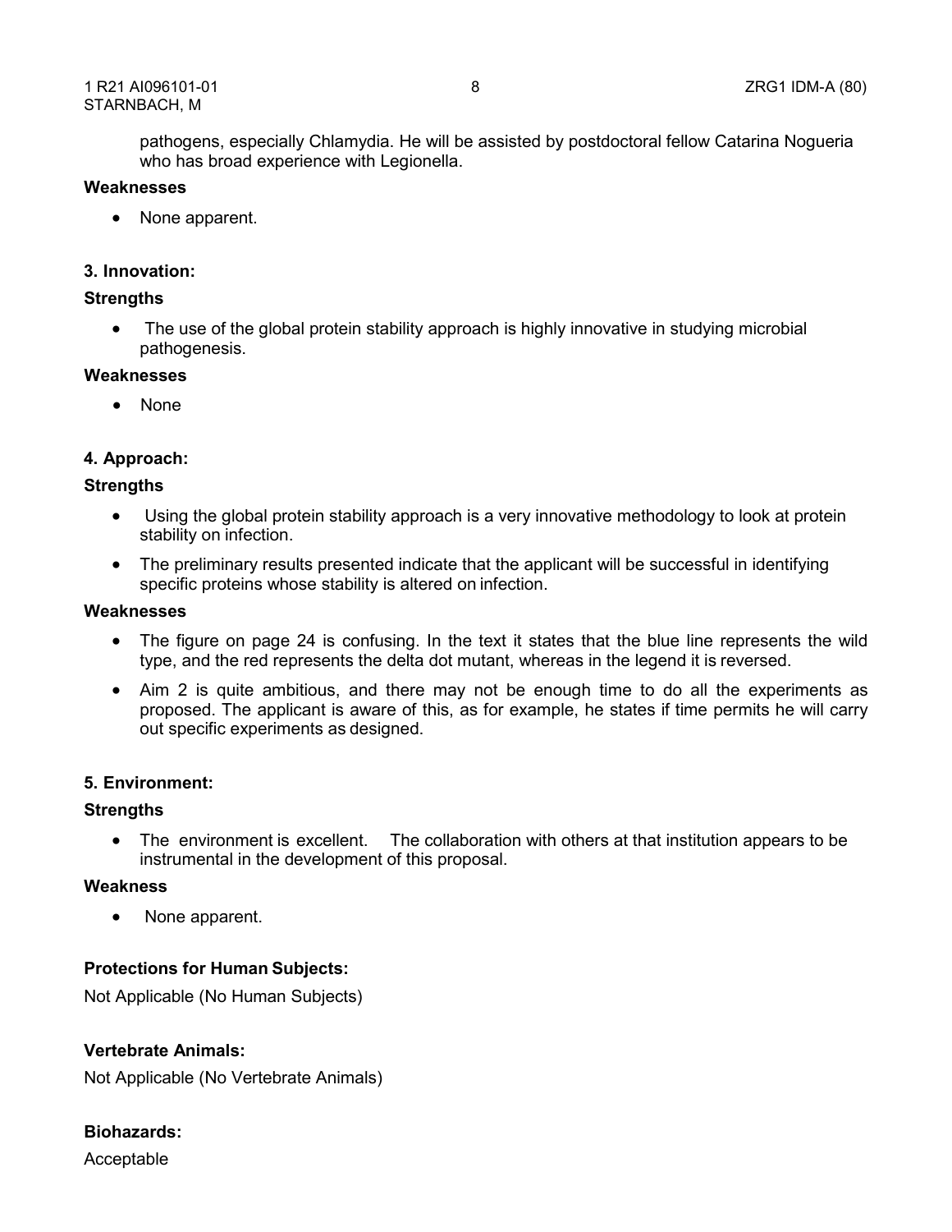pathogens, especially Chlamydia. He will be assisted by postdoctoral fellow Catarina Nogueria who has broad experience with Legionella.

**Weaknesses**

- None apparent.

**3. Innovation:**

**Strengths**

- The use of the global protein stability approach is highly innovative in studying microbial pathogenesis.

**Weaknesses**

- None

**4. Approach:**

**Strengths**

- Using the global protein stability approach is a very innovative methodology to look at protein stability on infection.
- The preliminary results presented indicate that the applicant will be successful in identifying specific proteins whose stability is altered on infection.

**Weaknesses**

- The figure on page 24 is confusing. In the text it states that the blue line represents the wild type, and the red represents the delta dot mutant, whereas in the legend it is reversed.
- Aim 2 is quite ambitious, and there may not be enough time to do all the experiments as proposed. The applicant is aware of this, as for example, he states if time permits he will carry out specific experiments as designed.

**5. Environment:**

**Strengths**

- The environment is excellent. The collaboration with others at that institution appears to be instrumental in the development of this proposal.

**Weakness**

- None apparent.

**Protections for Human Subjects:**

Not Applicable (No Human Subjects)

**Vertebrate Animals:**

Not Applicable (No Vertebrate Animals)

**Biohazards:**

Acceptable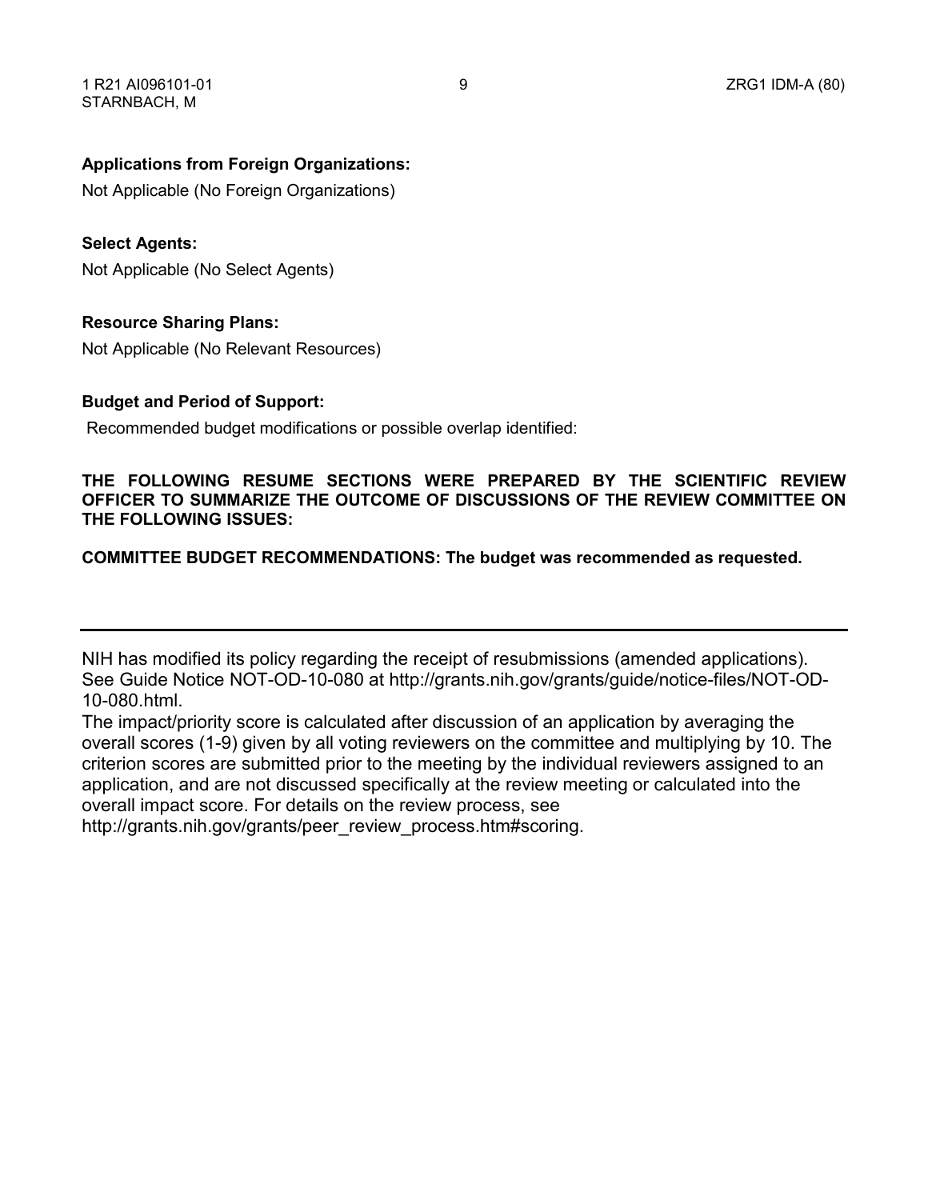**Applications from Foreign Organizations:**

Not Applicable (No Foreign Organizations)

**Select Agents:**

Not Applicable (No Select Agents)

**Resource Sharing Plans:**

Not Applicable (No Relevant Resources)

**Budget and Period of Support:**

Recommended budget modifications or possible overlap identified:

**THE FOLLOWING RESUME SECTIONS WERE PREPARED BY THE SCIENTIFIC REVIEW OFFICER TO SUMMARIZE THE OUTCOME OF DISCUSSIONS OF THE REVIEW COMMITTEE ON THE FOLLOWING ISSUES:**

**COMMITTEE BUDGET RECOMMENDATIONS: The budget was recommended as requested.**

---

NIH has modified its policy regarding the receipt of resubmissions (amended applications). See Guide Notice NOT-OD-10-080 at http://grants.nih.gov/grants/guide/notice-files/NOT-OD-10-080.html.

The impact/priority score is calculated after discussion of an application by averaging the overall scores (1-9) given by all voting reviewers on the committee and multiplying by 10. The criterion scores are submitted prior to the meeting by the individual reviewers assigned to an application, and are not discussed specifically at the review meeting or calculated into the overall impact score. For details on the review process, see http://grants.nih.gov/grants/peer_review_process.htm#scoring.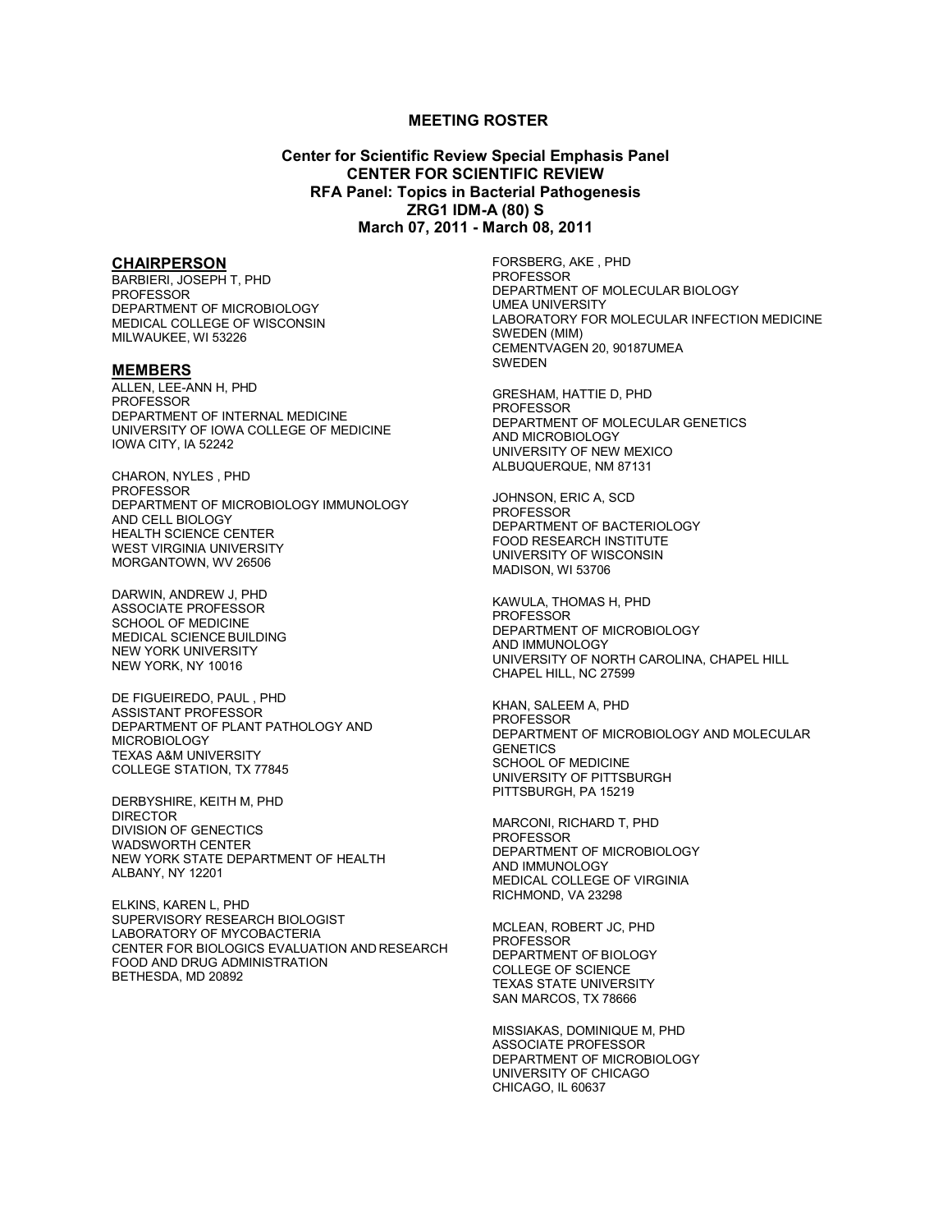**MEETING ROSTER**

**Center for Scientific Review Special Emphasis Panel**
**CENTER FOR SCIENTIFIC REVIEW**
**RFA Panel: Topics in Bacterial Pathogenesis**
**ZRG1 IDM-A (80) S**
**March 07, 2011 - March 08, 2011**

## CHAIRPERSON

BARBIERI, JOSEPH T, PHD
PROFESSOR
DEPARTMENT OF MICROBIOLOGY
MEDICAL COLLEGE OF WISCONSIN
MILWAUKEE, WI 53226

## MEMBERS

ALLEN, LEE-ANN H, PHD
PROFESSOR
DEPARTMENT OF INTERNAL MEDICINE
UNIVERSITY OF IOWA COLLEGE OF MEDICINE
IOWA CITY, IA 52242

CHARON, NYLES , PHD
PROFESSOR
DEPARTMENT OF MICROBIOLOGY IMMUNOLOGY
AND CELL BIOLOGY
HEALTH SCIENCE CENTER
WEST VIRGINIA UNIVERSITY
MORGANTOWN, WV 26506

DARWIN, ANDREW J, PHD
ASSOCIATE PROFESSOR
SCHOOL OF MEDICINE
MEDICAL SCIENCE BUILDING
NEW YORK UNIVERSITY
NEW YORK, NY 10016

DE FIGUEIREDO, PAUL , PHD
ASSISTANT PROFESSOR
DEPARTMENT OF PLANT PATHOLOGY AND
MICROBIOLOGY
TEXAS A&M UNIVERSITY
COLLEGE STATION, TX 77845

DERBYSHIRE, KEITH M, PHD
DIRECTOR
DIVISION OF GENECTICS
WADSWORTH CENTER
NEW YORK STATE DEPARTMENT OF HEALTH
ALBANY, NY 12201

ELKINS, KAREN L, PHD
SUPERVISORY RESEARCH BIOLOGIST
LABORATORY OF MYCOBACTERIA
CENTER FOR BIOLOGICS EVALUATION AND RESEARCH
FOOD AND DRUG ADMINISTRATION
BETHESDA, MD 20892

FORSBERG, AKE , PHD
PROFESSOR
DEPARTMENT OF MOLECULAR BIOLOGY
UMEA UNIVERSITY
LABORATORY FOR MOLECULAR INFECTION MEDICINE
SWEDEN (MIM)
CEMENTVAGEN 20, 90187UMEA
SWEDEN

GRESHAM, HATTIE D, PHD
PROFESSOR
DEPARTMENT OF MOLECULAR GENETICS
AND MICROBIOLOGY
UNIVERSITY OF NEW MEXICO
ALBUQUERQUE, NM 87131

JOHNSON, ERIC A, SCD
PROFESSOR
DEPARTMENT OF BACTERIOLOGY
FOOD RESEARCH INSTITUTE
UNIVERSITY OF WISCONSIN
MADISON, WI 53706

KAWULA, THOMAS H, PHD
PROFESSOR
DEPARTMENT OF MICROBIOLOGY
AND IMMUNOLOGY
UNIVERSITY OF NORTH CAROLINA, CHAPEL HILL
CHAPEL HILL, NC 27599

KHAN, SALEEM A, PHD
PROFESSOR
DEPARTMENT OF MICROBIOLOGY AND MOLECULAR
GENETICS
SCHOOL OF MEDICINE
UNIVERSITY OF PITTSBURGH
PITTSBURGH, PA 15219

MARCONI, RICHARD T, PHD
PROFESSOR
DEPARTMENT OF MICROBIOLOGY
AND IMMUNOLOGY
MEDICAL COLLEGE OF VIRGINIA
RICHMOND, VA 23298

MCLEAN, ROBERT JC, PHD
PROFESSOR
DEPARTMENT OF BIOLOGY
COLLEGE OF SCIENCE
TEXAS STATE UNIVERSITY
SAN MARCOS, TX 78666

MISSIAKAS, DOMINIQUE M, PHD
ASSOCIATE PROFESSOR
DEPARTMENT OF MICROBIOLOGY
UNIVERSITY OF CHICAGO
CHICAGO, IL 60637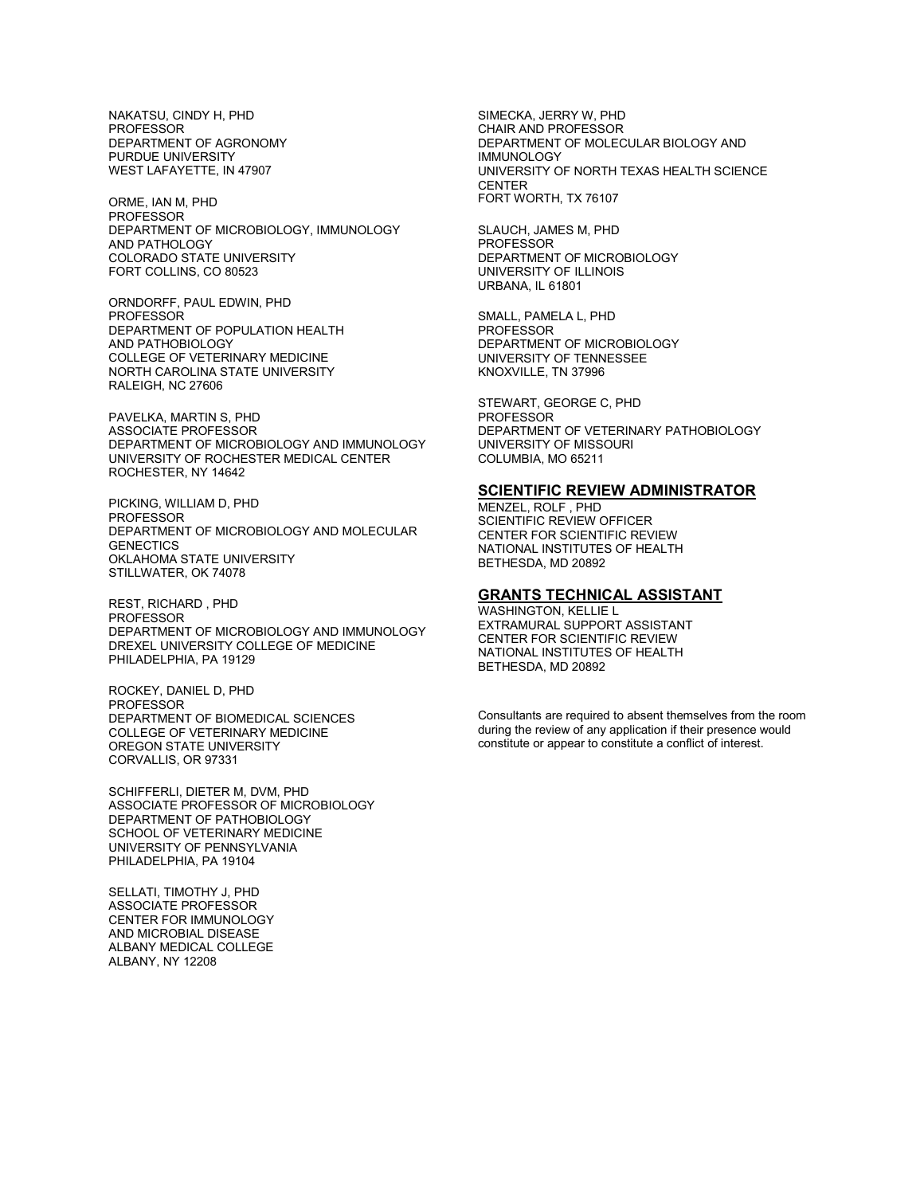NAKATSU, CINDY H, PHD
PROFESSOR
DEPARTMENT OF AGRONOMY
PURDUE UNIVERSITY
WEST LAFAYETTE, IN 47907

ORME, IAN M, PHD
PROFESSOR
DEPARTMENT OF MICROBIOLOGY, IMMUNOLOGY AND PATHOLOGY
COLORADO STATE UNIVERSITY
FORT COLLINS, CO 80523

ORNDORFF, PAUL EDWIN, PHD
PROFESSOR
DEPARTMENT OF POPULATION HEALTH AND PATHOBIOLOGY
COLLEGE OF VETERINARY MEDICINE
NORTH CAROLINA STATE UNIVERSITY
RALEIGH, NC 27606

PAVELKA, MARTIN S, PHD
ASSOCIATE PROFESSOR
DEPARTMENT OF MICROBIOLOGY AND IMMUNOLOGY
UNIVERSITY OF ROCHESTER MEDICAL CENTER
ROCHESTER, NY 14642

PICKING, WILLIAM D, PHD
PROFESSOR
DEPARTMENT OF MICROBIOLOGY AND MOLECULAR GENECTICS
OKLAHOMA STATE UNIVERSITY
STILLWATER, OK 74078

REST, RICHARD , PHD
PROFESSOR
DEPARTMENT OF MICROBIOLOGY AND IMMUNOLOGY
DREXEL UNIVERSITY COLLEGE OF MEDICINE
PHILADELPHIA, PA 19129

ROCKEY, DANIEL D, PHD
PROFESSOR
DEPARTMENT OF BIOMEDICAL SCIENCES
COLLEGE OF VETERINARY MEDICINE
OREGON STATE UNIVERSITY
CORVALLIS, OR 97331

SCHIFFERLI, DIETER M, DVM, PHD
ASSOCIATE PROFESSOR OF MICROBIOLOGY
DEPARTMENT OF PATHOBIOLOGY
SCHOOL OF VETERINARY MEDICINE
UNIVERSITY OF PENNSYLVANIA
PHILADELPHIA, PA 19104

SELLATI, TIMOTHY J, PHD
ASSOCIATE PROFESSOR
CENTER FOR IMMUNOLOGY AND MICROBIAL DISEASE
ALBANY MEDICAL COLLEGE
ALBANY, NY 12208

SIMECKA, JERRY W, PHD
CHAIR AND PROFESSOR
DEPARTMENT OF MOLECULAR BIOLOGY AND IMMUNOLOGY
UNIVERSITY OF NORTH TEXAS HEALTH SCIENCE CENTER
FORT WORTH, TX 76107

SLAUCH, JAMES M, PHD
PROFESSOR
DEPARTMENT OF MICROBIOLOGY
UNIVERSITY OF ILLINOIS
URBANA, IL 61801

SMALL, PAMELA L, PHD
PROFESSOR
DEPARTMENT OF MICROBIOLOGY
UNIVERSITY OF TENNESSEE
KNOXVILLE, TN 37996

STEWART, GEORGE C, PHD
PROFESSOR
DEPARTMENT OF VETERINARY PATHOBIOLOGY
UNIVERSITY OF MISSOURI
COLUMBIA, MO 65211

## SCIENTIFIC REVIEW ADMINISTRATOR

MENZEL, ROLF , PHD
SCIENTIFIC REVIEW OFFICER
CENTER FOR SCIENTIFIC REVIEW
NATIONAL INSTITUTES OF HEALTH
BETHESDA, MD 20892

## GRANTS TECHNICAL ASSISTANT

WASHINGTON, KELLIE L
EXTRAMURAL SUPPORT ASSISTANT
CENTER FOR SCIENTIFIC REVIEW
NATIONAL INSTITUTES OF HEALTH
BETHESDA, MD 20892

Consultants are required to absent themselves from the room during the review of any application if their presence would constitute or appear to constitute a conflict of interest.